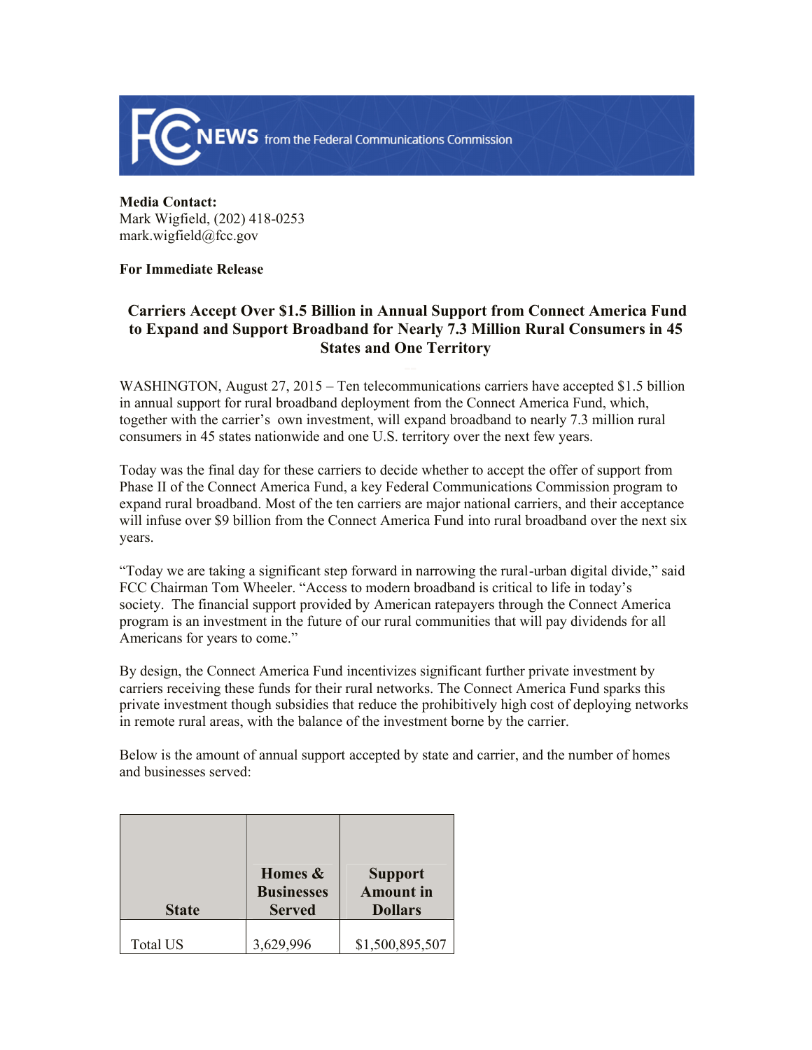**FCC NEWS** from the Federal Communications Commission

**Media Contact:**
Mark Wigfield, (202) 418-0253
mark.wigfield@fcc.gov

**For Immediate Release**

## Carriers Accept Over $1.5 Billion in Annual Support from Connect America Fund to Expand and Support Broadband for Nearly 7.3 Million Rural Consumers in 45 States and One Territory

WASHINGTON, August 27, 2015 – Ten telecommunications carriers have accepted $1.5 billion in annual support for rural broadband deployment from the Connect America Fund, which, together with the carrier's own investment, will expand broadband to nearly 7.3 million rural consumers in 45 states nationwide and one U.S. territory over the next few years.

Today was the final day for these carriers to decide whether to accept the offer of support from Phase II of the Connect America Fund, a key Federal Communications Commission program to expand rural broadband. Most of the ten carriers are major national carriers, and their acceptance will infuse over $9 billion from the Connect America Fund into rural broadband over the next six years.

"Today we are taking a significant step forward in narrowing the rural-urban digital divide," said FCC Chairman Tom Wheeler. "Access to modern broadband is critical to life in today's society. The financial support provided by American ratepayers through the Connect America program is an investment in the future of our rural communities that will pay dividends for all Americans for years to come."

By design, the Connect America Fund incentivizes significant further private investment by carriers receiving these funds for their rural networks. The Connect America Fund sparks this private investment though subsidies that reduce the prohibitively high cost of deploying networks in remote rural areas, with the balance of the investment borne by the carrier.

Below is the amount of annual support accepted by state and carrier, and the number of homes and businesses served:

| State | Homes & Businesses Served | Support Amount in Dollars |
|---|---|---|
| Total US | 3,629,996 | $1,500,895,507 |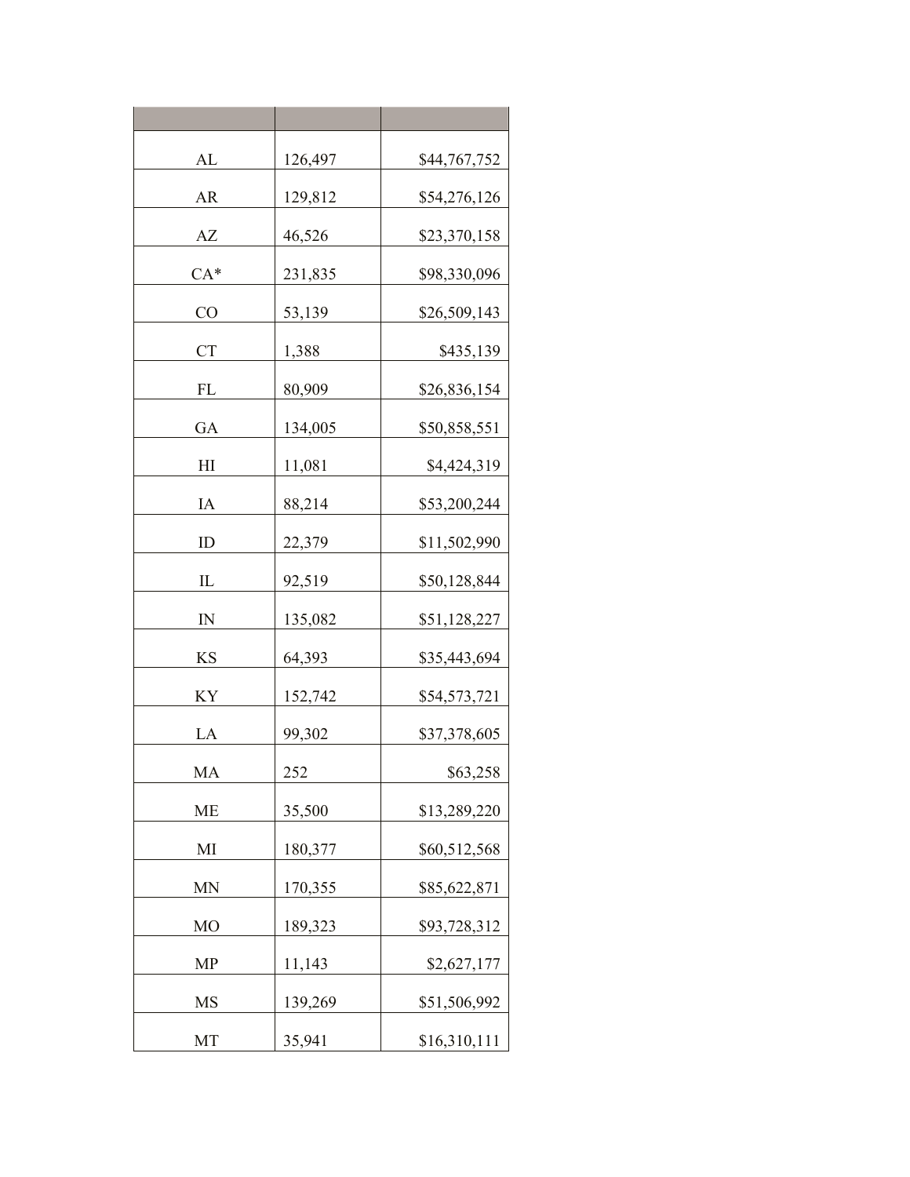| | | |
|---|---|---|
| AL | 126,497 | $44,767,752 |
| AR | 129,812 | $54,276,126 |
| AZ | 46,526 | $23,370,158 |
| CA* | 231,835 | $98,330,096 |
| CO | 53,139 | $26,509,143 |
| CT | 1,388 | $435,139 |
| FL | 80,909 | $26,836,154 |
| GA | 134,005 | $50,858,551 |
| HI | 11,081 | $4,424,319 |
| IA | 88,214 | $53,200,244 |
| ID | 22,379 | $11,502,990 |
| IL | 92,519 | $50,128,844 |
| IN | 135,082 | $51,128,227 |
| KS | 64,393 | $35,443,694 |
| KY | 152,742 | $54,573,721 |
| LA | 99,302 | $37,378,605 |
| MA | 252 | $63,258 |
| ME | 35,500 | $13,289,220 |
| MI | 180,377 | $60,512,568 |
| MN | 170,355 | $85,622,871 |
| MO | 189,323 | $93,728,312 |
| MP | 11,143 | $2,627,177 |
| MS | 139,269 | $51,506,992 |
| MT | 35,941 | $16,310,111 |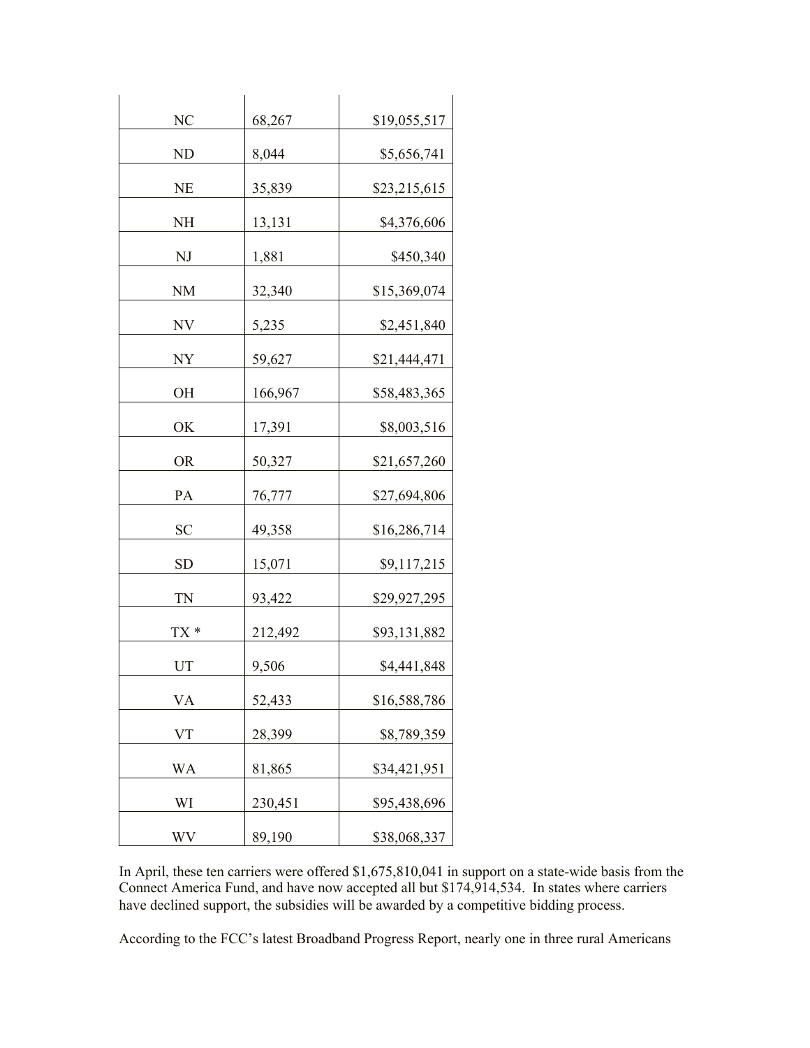| | | |
|---|---|---|
| NC | 68,267 | $19,055,517 |
| ND | 8,044 | $5,656,741 |
| NE | 35,839 | $23,215,615 |
| NH | 13,131 | $4,376,606 |
| NJ | 1,881 | $450,340 |
| NM | 32,340 | $15,369,074 |
| NV | 5,235 | $2,451,840 |
| NY | 59,627 | $21,444,471 |
| OH | 166,967 | $58,483,365 |
| OK | 17,391 | $8,003,516 |
| OR | 50,327 | $21,657,260 |
| PA | 76,777 | $27,694,806 |
| SC | 49,358 | $16,286,714 |
| SD | 15,071 | $9,117,215 |
| TN | 93,422 | $29,927,295 |
| TX * | 212,492 | $93,131,882 |
| UT | 9,506 | $4,441,848 |
| VA | 52,433 | $16,588,786 |
| VT | 28,399 | $8,789,359 |
| WA | 81,865 | $34,421,951 |
| WI | 230,451 | $95,438,696 |
| WV | 89,190 | $38,068,337 |

In April, these ten carriers were offered $1,675,810,041 in support on a state-wide basis from the Connect America Fund, and have now accepted all but $174,914,534. In states where carriers have declined support, the subsidies will be awarded by a competitive bidding process.

According to the FCC's latest Broadband Progress Report, nearly one in three rural Americans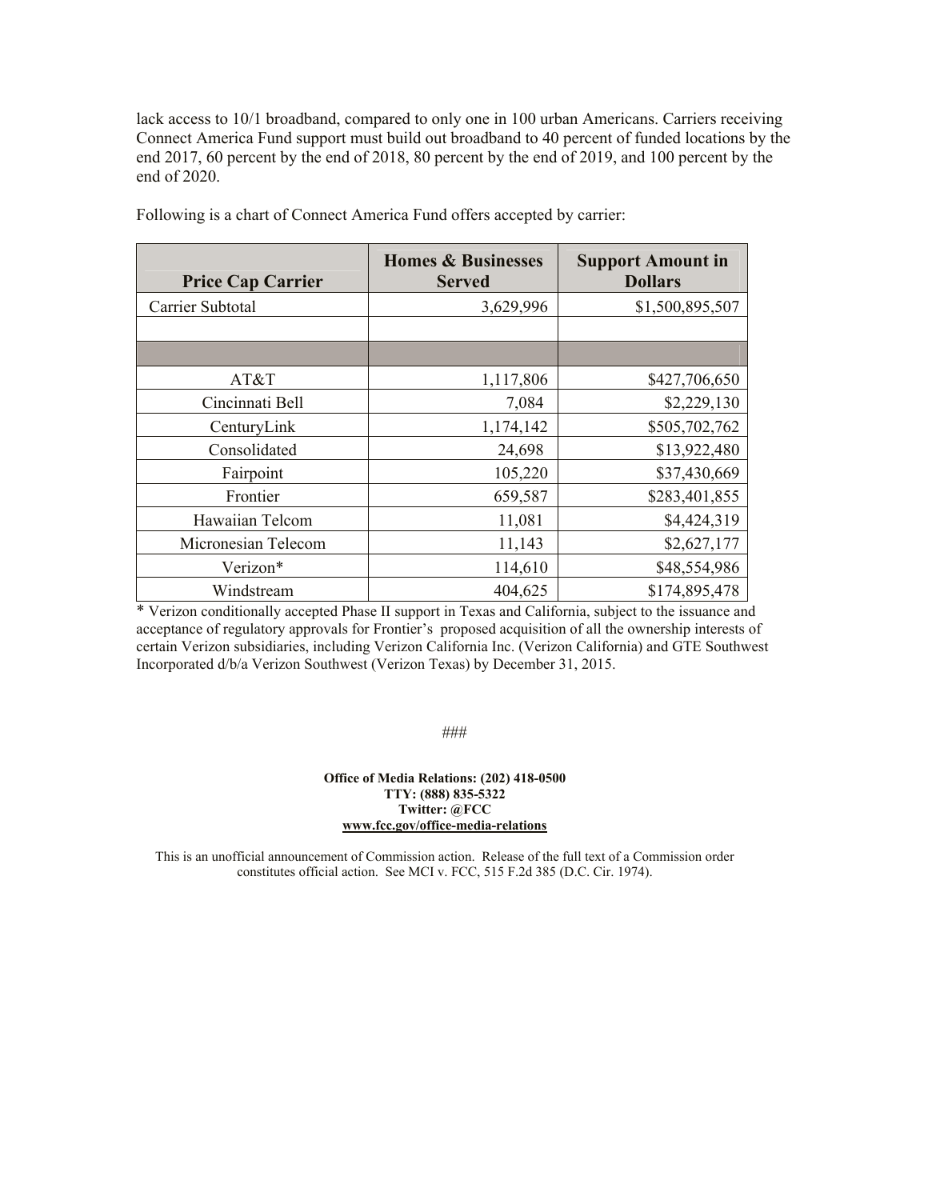lack access to 10/1 broadband, compared to only one in 100 urban Americans. Carriers receiving Connect America Fund support must build out broadband to 40 percent of funded locations by the end 2017, 60 percent by the end of 2018, 80 percent by the end of 2019, and 100 percent by the end of 2020.

Following is a chart of Connect America Fund offers accepted by carrier:

| Price Cap Carrier | Homes & Businesses Served | Support Amount in Dollars |
|---|---|---|
| Carrier Subtotal | 3,629,996 | $1,500,895,507 |
| | | |
| | | |
| AT&T | 1,117,806 | $427,706,650 |
| Cincinnati Bell | 7,084 | $2,229,130 |
| CenturyLink | 1,174,142 | $505,702,762 |
| Consolidated | 24,698 | $13,922,480 |
| Fairpoint | 105,220 | $37,430,669 |
| Frontier | 659,587 | $283,401,855 |
| Hawaiian Telcom | 11,081 | $4,424,319 |
| Micronesian Telecom | 11,143 | $2,627,177 |
| Verizon* | 114,610 | $48,554,986 |
| Windstream | 404,625 | $174,895,478 |

* Verizon conditionally accepted Phase II support in Texas and California, subject to the issuance and acceptance of regulatory approvals for Frontier's proposed acquisition of all the ownership interests of certain Verizon subsidiaries, including Verizon California Inc. (Verizon California) and GTE Southwest Incorporated d/b/a Verizon Southwest (Verizon Texas) by December 31, 2015.

###

**Office of Media Relations: (202) 418-0500**
**TTY: (888) 835-5322**
**Twitter: @FCC**
**www.fcc.gov/office-media-relations**

This is an unofficial announcement of Commission action. Release of the full text of a Commission order constitutes official action. See MCI v. FCC, 515 F.2d 385 (D.C. Cir. 1974).